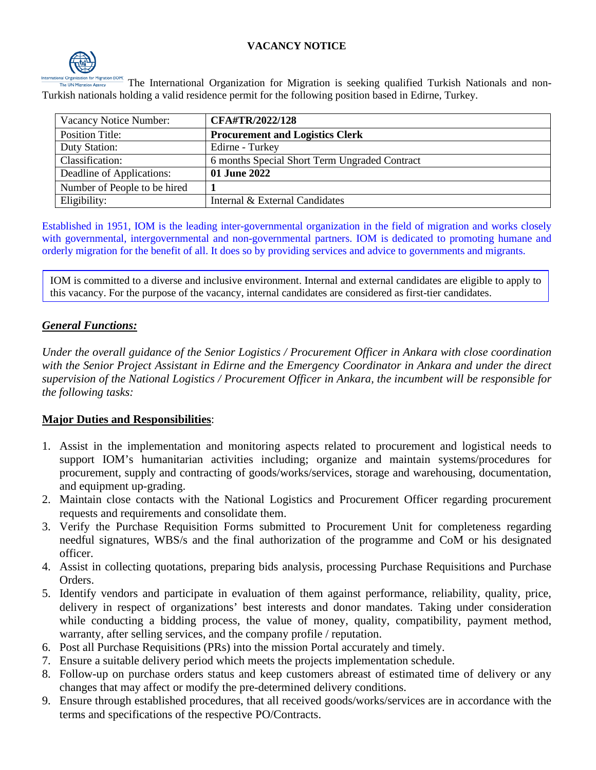# VACANCY NOTICE

The International Organization for Migration is seeking qualified Turkish Nationals and non-Turkish nationals holding a valid residence permit for the following position based in Edirne, Turkey.

| Vacancy Notice Number: | **CFA#TR/2022/128** |
|---|---|
| Position Title: | **Procurement and Logistics Clerk** |
| Duty Station: | Edirne - Turkey |
| Classification: | 6 months Special Short Term Ungraded Contract |
| Deadline of Applications: | **01 June 2022** |
| Number of People to be hired | **1** |
| Eligibility: | Internal & External Candidates |

Established in 1951, IOM is the leading inter-governmental organization in the field of migration and works closely with governmental, intergovernmental and non-governmental partners. IOM is dedicated to promoting humane and orderly migration for the benefit of all. It does so by providing services and advice to governments and migrants.

IOM is committed to a diverse and inclusive environment. Internal and external candidates are eligible to apply to this vacancy. For the purpose of the vacancy, internal candidates are considered as first-tier candidates.

## ***General Functions:***

*Under the overall guidance of the Senior Logistics / Procurement Officer in Ankara with close coordination with the Senior Project Assistant in Edirne and the Emergency Coordinator in Ankara and under the direct supervision of the National Logistics / Procurement Officer in Ankara, the incumbent will be responsible for the following tasks:*

## **Major Duties and Responsibilities**:

1. Assist in the implementation and monitoring aspects related to procurement and logistical needs to support IOM's humanitarian activities including; organize and maintain systems/procedures for procurement, supply and contracting of goods/works/services, storage and warehousing, documentation, and equipment up-grading.
2. Maintain close contacts with the National Logistics and Procurement Officer regarding procurement requests and requirements and consolidate them.
3. Verify the Purchase Requisition Forms submitted to Procurement Unit for completeness regarding needful signatures, WBS/s and the final authorization of the programme and CoM or his designated officer.
4. Assist in collecting quotations, preparing bids analysis, processing Purchase Requisitions and Purchase Orders.
5. Identify vendors and participate in evaluation of them against performance, reliability, quality, price, delivery in respect of organizations' best interests and donor mandates. Taking under consideration while conducting a bidding process, the value of money, quality, compatibility, payment method, warranty, after selling services, and the company profile / reputation.
6. Post all Purchase Requisitions (PRs) into the mission Portal accurately and timely.
7. Ensure a suitable delivery period which meets the projects implementation schedule.
8. Follow-up on purchase orders status and keep customers abreast of estimated time of delivery or any changes that may affect or modify the pre-determined delivery conditions.
9. Ensure through established procedures, that all received goods/works/services are in accordance with the terms and specifications of the respective PO/Contracts.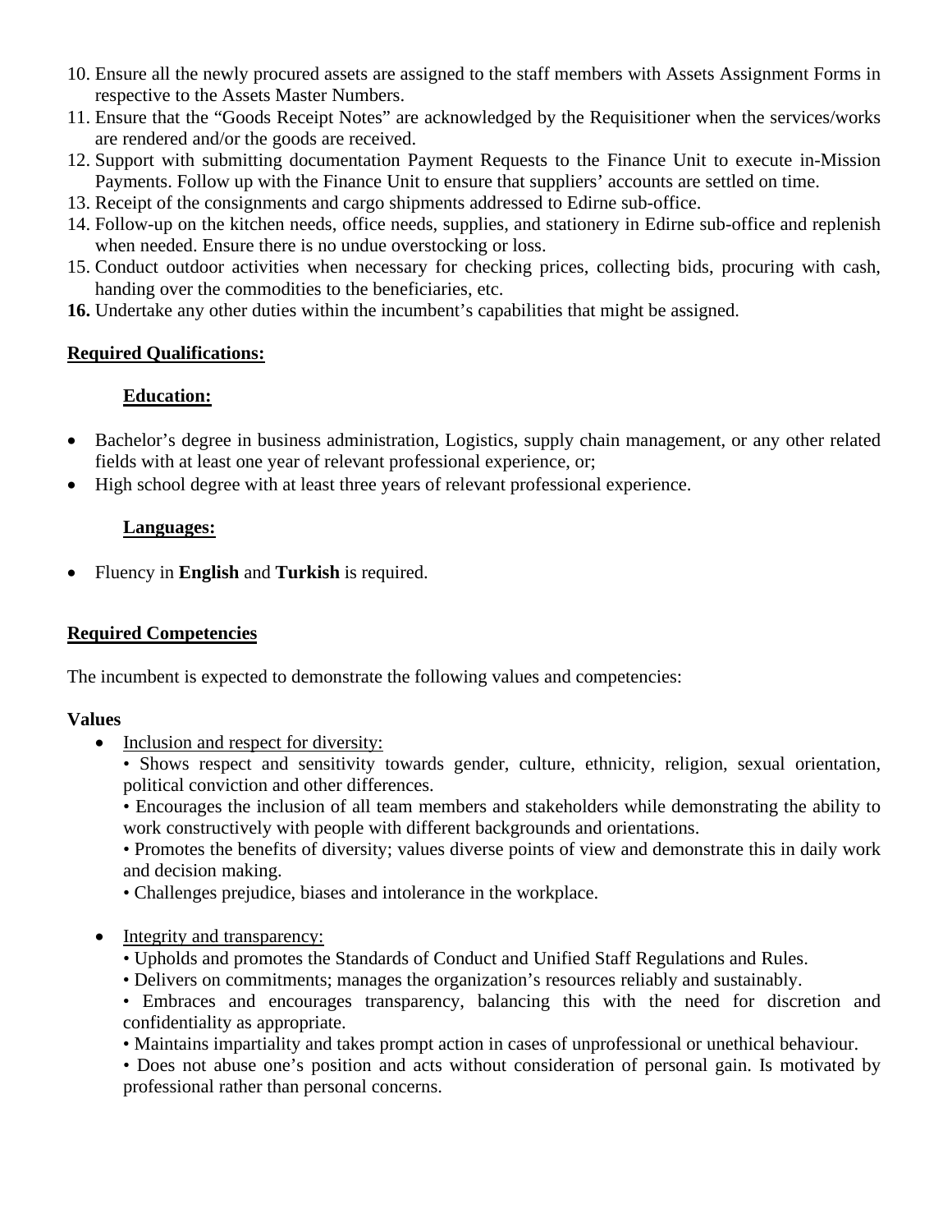10. Ensure all the newly procured assets are assigned to the staff members with Assets Assignment Forms in respective to the Assets Master Numbers.
11. Ensure that the "Goods Receipt Notes" are acknowledged by the Requisitioner when the services/works are rendered and/or the goods are received.
12. Support with submitting documentation Payment Requests to the Finance Unit to execute in-Mission Payments. Follow up with the Finance Unit to ensure that suppliers' accounts are settled on time.
13. Receipt of the consignments and cargo shipments addressed to Edirne sub-office.
14. Follow-up on the kitchen needs, office needs, supplies, and stationery in Edirne sub-office and replenish when needed. Ensure there is no undue overstocking or loss.
15. Conduct outdoor activities when necessary for checking prices, collecting bids, procuring with cash, handing over the commodities to the beneficiaries, etc.
16. Undertake any other duties within the incumbent's capabilities that might be assigned.

**Required Qualifications:**

**Education:**

- Bachelor's degree in business administration, Logistics, supply chain management, or any other related fields with at least one year of relevant professional experience, or;
- High school degree with at least three years of relevant professional experience.

**Languages:**

- Fluency in **English** and **Turkish** is required.

**Required Competencies**

The incumbent is expected to demonstrate the following values and competencies:

**Values**

- Inclusion and respect for diversity:
  - Shows respect and sensitivity towards gender, culture, ethnicity, religion, sexual orientation, political conviction and other differences.
  - Encourages the inclusion of all team members and stakeholders while demonstrating the ability to work constructively with people with different backgrounds and orientations.
  - Promotes the benefits of diversity; values diverse points of view and demonstrate this in daily work and decision making.
  - Challenges prejudice, biases and intolerance in the workplace.

- Integrity and transparency:
  - Upholds and promotes the Standards of Conduct and Unified Staff Regulations and Rules.
  - Delivers on commitments; manages the organization's resources reliably and sustainably.
  - Embraces and encourages transparency, balancing this with the need for discretion and confidentiality as appropriate.
  - Maintains impartiality and takes prompt action in cases of unprofessional or unethical behaviour.
  - Does not abuse one's position and acts without consideration of personal gain. Is motivated by professional rather than personal concerns.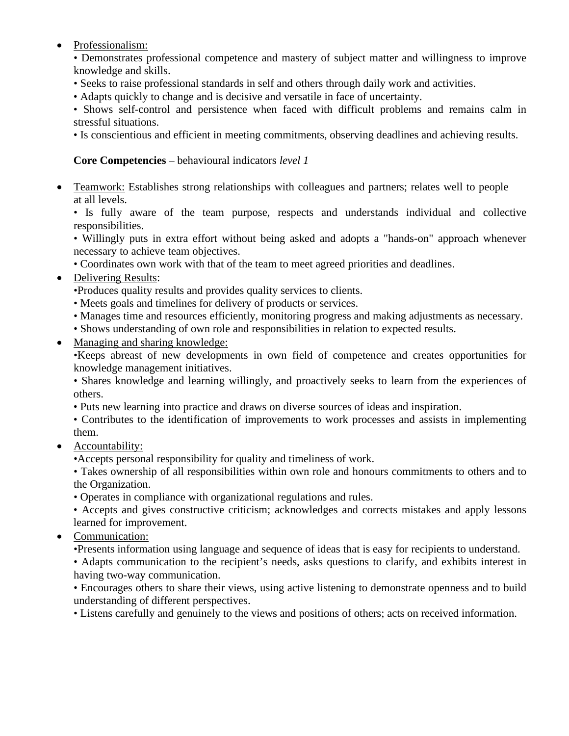- <u>Professionalism:</u>

  • Demonstrates professional competence and mastery of subject matter and willingness to improve knowledge and skills.

  • Seeks to raise professional standards in self and others through daily work and activities.

  • Adapts quickly to change and is decisive and versatile in face of uncertainty.

  • Shows self-control and persistence when faced with difficult problems and remains calm in stressful situations.

  • Is conscientious and efficient in meeting commitments, observing deadlines and achieving results.

**Core Competencies** – behavioural indicators *level 1*

- <u>Teamwork:</u> Establishes strong relationships with colleagues and partners; relates well to people at all levels.

  • Is fully aware of the team purpose, respects and understands individual and collective responsibilities.

  • Willingly puts in extra effort without being asked and adopts a "hands-on" approach whenever necessary to achieve team objectives.

  • Coordinates own work with that of the team to meet agreed priorities and deadlines.

- <u>Delivering Results</u>:

  •Produces quality results and provides quality services to clients.

  • Meets goals and timelines for delivery of products or services.

  • Manages time and resources efficiently, monitoring progress and making adjustments as necessary.

  • Shows understanding of own role and responsibilities in relation to expected results.

- <u>Managing and sharing knowledge:</u>

  •Keeps abreast of new developments in own field of competence and creates opportunities for knowledge management initiatives.

  • Shares knowledge and learning willingly, and proactively seeks to learn from the experiences of others.

  • Puts new learning into practice and draws on diverse sources of ideas and inspiration.

  • Contributes to the identification of improvements to work processes and assists in implementing them.

- <u>Accountability:</u>

  •Accepts personal responsibility for quality and timeliness of work.

  • Takes ownership of all responsibilities within own role and honours commitments to others and to the Organization.

  • Operates in compliance with organizational regulations and rules.

  • Accepts and gives constructive criticism; acknowledges and corrects mistakes and apply lessons learned for improvement.

- <u>Communication:</u>

  •Presents information using language and sequence of ideas that is easy for recipients to understand.

  • Adapts communication to the recipient's needs, asks questions to clarify, and exhibits interest in having two-way communication.

  • Encourages others to share their views, using active listening to demonstrate openness and to build understanding of different perspectives.

  • Listens carefully and genuinely to the views and positions of others; acts on received information.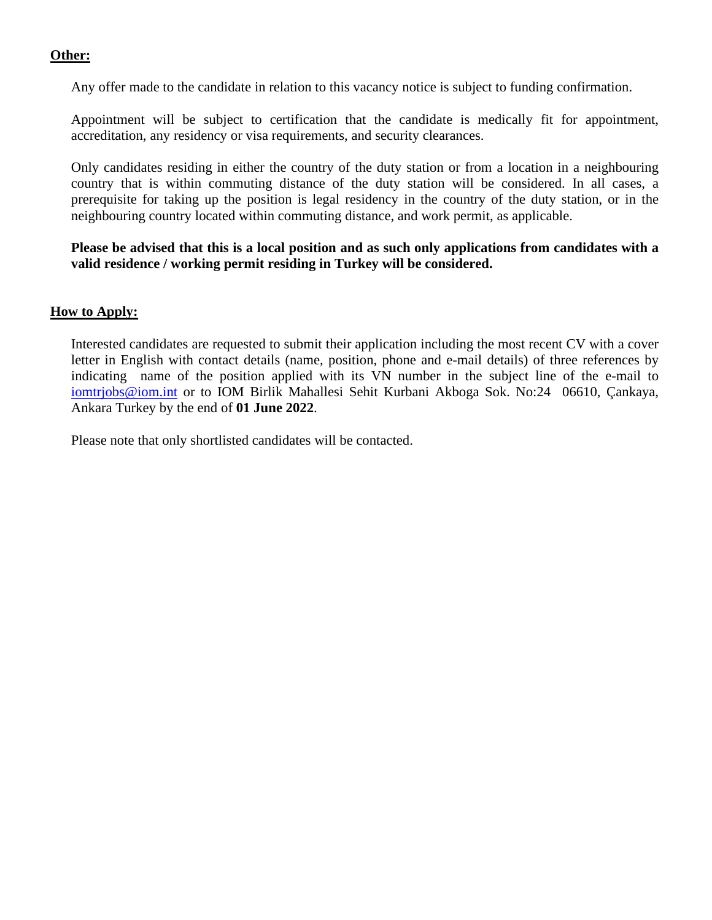**Other:**

Any offer made to the candidate in relation to this vacancy notice is subject to funding confirmation.

Appointment will be subject to certification that the candidate is medically fit for appointment, accreditation, any residency or visa requirements, and security clearances.

Only candidates residing in either the country of the duty station or from a location in a neighbouring country that is within commuting distance of the duty station will be considered. In all cases, a prerequisite for taking up the position is legal residency in the country of the duty station, or in the neighbouring country located within commuting distance, and work permit, as applicable.

**Please be advised that this is a local position and as such only applications from candidates with a valid residence / working permit residing in Turkey will be considered.**

**How to Apply:**

Interested candidates are requested to submit their application including the most recent CV with a cover letter in English with contact details (name, position, phone and e-mail details) of three references by indicating name of the position applied with its VN number in the subject line of the e-mail to iomtrjobs@iom.int or to IOM Birlik Mahallesi Sehit Kurbani Akboga Sok. No:24 06610, Çankaya, Ankara Turkey by the end of **01 June 2022**.

Please note that only shortlisted candidates will be contacted.